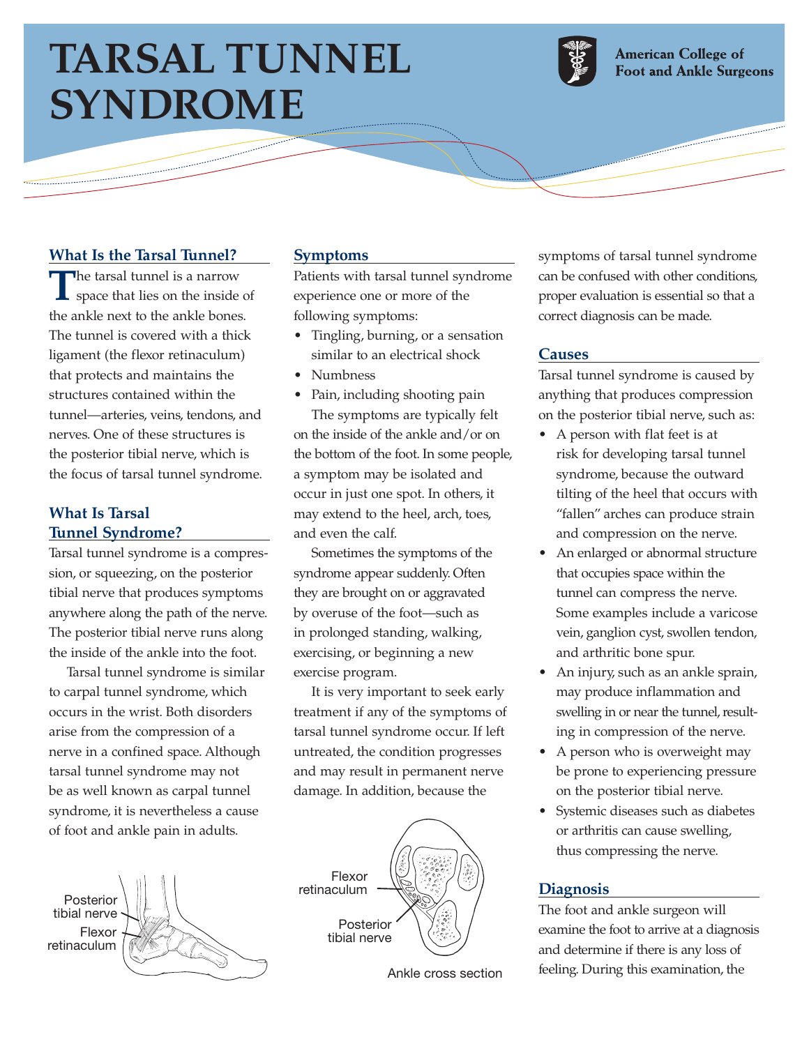# TARSAL TUNNEL SYNDROME

American College of Foot and Ankle Surgeons

## What Is the Tarsal Tunnel?

The tarsal tunnel is a narrow space that lies on the inside of the ankle next to the ankle bones. The tunnel is covered with a thick ligament (the flexor retinaculum) that protects and maintains the structures contained within the tunnel—arteries, veins, tendons, and nerves. One of these structures is the posterior tibial nerve, which is the focus of tarsal tunnel syndrome.

## What Is Tarsal Tunnel Syndrome?

Tarsal tunnel syndrome is a compression, or squeezing, on the posterior tibial nerve that produces symptoms anywhere along the path of the nerve. The posterior tibial nerve runs along the inside of the ankle into the foot.

Tarsal tunnel syndrome is similar to carpal tunnel syndrome, which occurs in the wrist. Both disorders arise from the compression of a nerve in a confined space. Although tarsal tunnel syndrome may not be as well known as carpal tunnel syndrome, it is nevertheless a cause of foot and ankle pain in adults.

Posterior tibial nerve
Flexor retinaculum

## Symptoms

Patients with tarsal tunnel syndrome experience one or more of the following symptoms:

- Tingling, burning, or a sensation similar to an electrical shock
- Numbness
- Pain, including shooting pain

The symptoms are typically felt on the inside of the ankle and/or on the bottom of the foot. In some people, a symptom may be isolated and occur in just one spot. In others, it may extend to the heel, arch, toes, and even the calf.

Sometimes the symptoms of the syndrome appear suddenly. Often they are brought on or aggravated by overuse of the foot—such as in prolonged standing, walking, exercising, or beginning a new exercise program.

It is very important to seek early treatment if any of the symptoms of tarsal tunnel syndrome occur. If left untreated, the condition progresses and may result in permanent nerve damage. In addition, because the symptoms of tarsal tunnel syndrome can be confused with other conditions, proper evaluation is essential so that a correct diagnosis can be made.

Flexor retinaculum
Posterior tibial nerve

Ankle cross section

## Causes

Tarsal tunnel syndrome is caused by anything that produces compression on the posterior tibial nerve, such as:

- A person with flat feet is at risk for developing tarsal tunnel syndrome, because the outward tilting of the heel that occurs with "fallen" arches can produce strain and compression on the nerve.
- An enlarged or abnormal structure that occupies space within the tunnel can compress the nerve. Some examples include a varicose vein, ganglion cyst, swollen tendon, and arthritic bone spur.
- An injury, such as an ankle sprain, may produce inflammation and swelling in or near the tunnel, resulting in compression of the nerve.
- A person who is overweight may be prone to experiencing pressure on the posterior tibial nerve.
- Systemic diseases such as diabetes or arthritis can cause swelling, thus compressing the nerve.

## Diagnosis

The foot and ankle surgeon will examine the foot to arrive at a diagnosis and determine if there is any loss of feeling. During this examination, the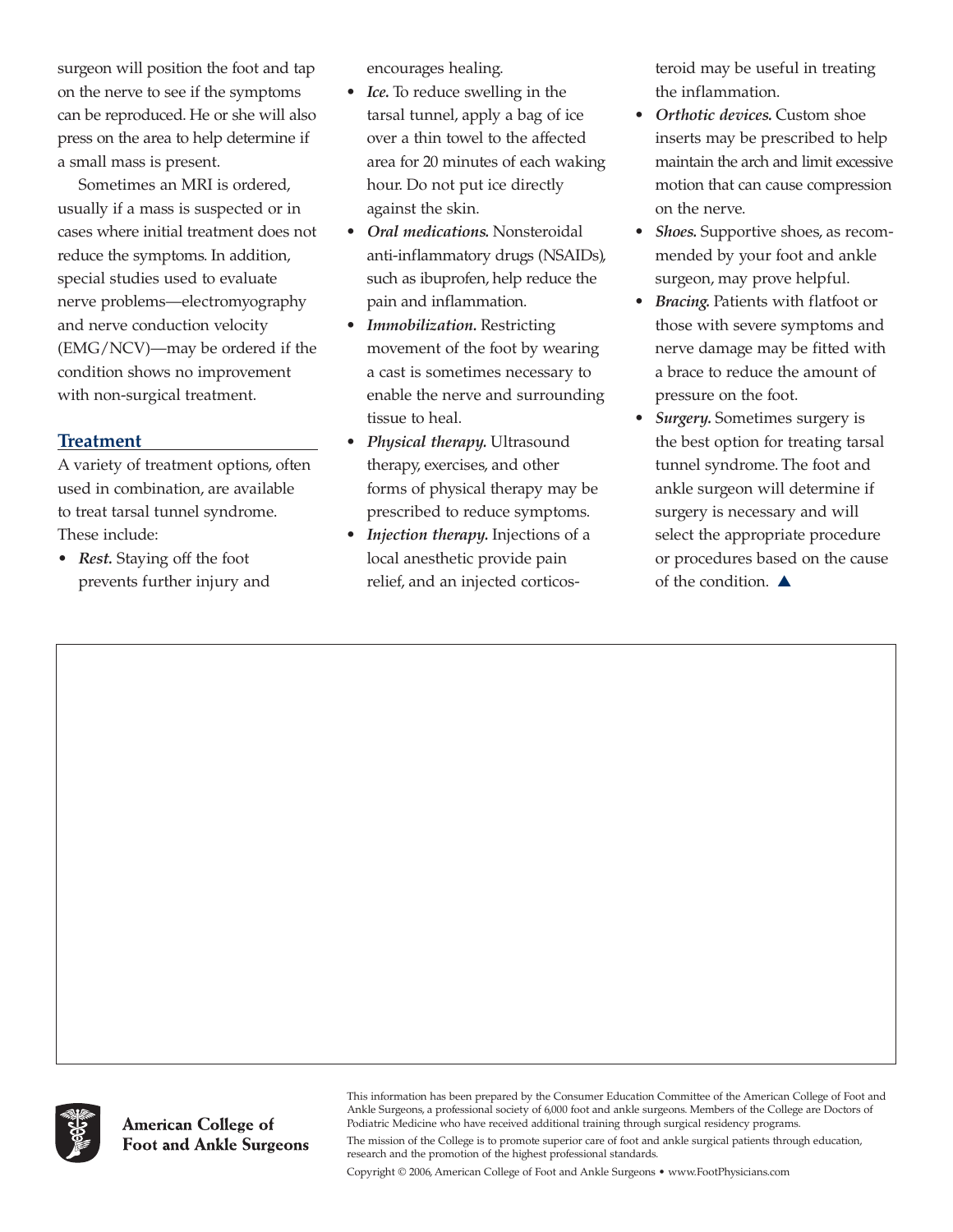surgeon will position the foot and tap on the nerve to see if the symptoms can be reproduced. He or she will also press on the area to help determine if a small mass is present.

Sometimes an MRI is ordered, usually if a mass is suspected or in cases where initial treatment does not reduce the symptoms. In addition, special studies used to evaluate nerve problems—electromyography and nerve conduction velocity (EMG/NCV)—may be ordered if the condition shows no improvement with non-surgical treatment.

## Treatment

A variety of treatment options, often used in combination, are available to treat tarsal tunnel syndrome. These include:

- ***Rest.*** Staying off the foot prevents further injury and encourages healing.
- ***Ice.*** To reduce swelling in the tarsal tunnel, apply a bag of ice over a thin towel to the affected area for 20 minutes of each waking hour. Do not put ice directly against the skin.
- ***Oral medications.*** Nonsteroidal anti-inflammatory drugs (NSAIDs), such as ibuprofen, help reduce the pain and inflammation.
- ***Immobilization.*** Restricting movement of the foot by wearing a cast is sometimes necessary to enable the nerve and surrounding tissue to heal.
- ***Physical therapy.*** Ultrasound therapy, exercises, and other forms of physical therapy may be prescribed to reduce symptoms.
- ***Injection therapy.*** Injections of a local anesthetic provide pain relief, and an injected corticosteroid may be useful in treating the inflammation.
- ***Orthotic devices.*** Custom shoe inserts may be prescribed to help maintain the arch and limit excessive motion that can cause compression on the nerve.
- ***Shoes.*** Supportive shoes, as recommended by your foot and ankle surgeon, may prove helpful.
- ***Bracing.*** Patients with flatfoot or those with severe symptoms and nerve damage may be fitted with a brace to reduce the amount of pressure on the foot.
- ***Surgery.*** Sometimes surgery is the best option for treating tarsal tunnel syndrome. The foot and ankle surgeon will determine if surgery is necessary and will select the appropriate procedure or procedures based on the cause of the condition. ▲

**American College of Foot and Ankle Surgeons**

This information has been prepared by the Consumer Education Committee of the American College of Foot and Ankle Surgeons, a professional society of 6,000 foot and ankle surgeons. Members of the College are Doctors of Podiatric Medicine who have received additional training through surgical residency programs.

The mission of the College is to promote superior care of foot and ankle surgical patients through education, research and the promotion of the highest professional standards.

Copyright © 2006, American College of Foot and Ankle Surgeons • www.FootPhysicians.com